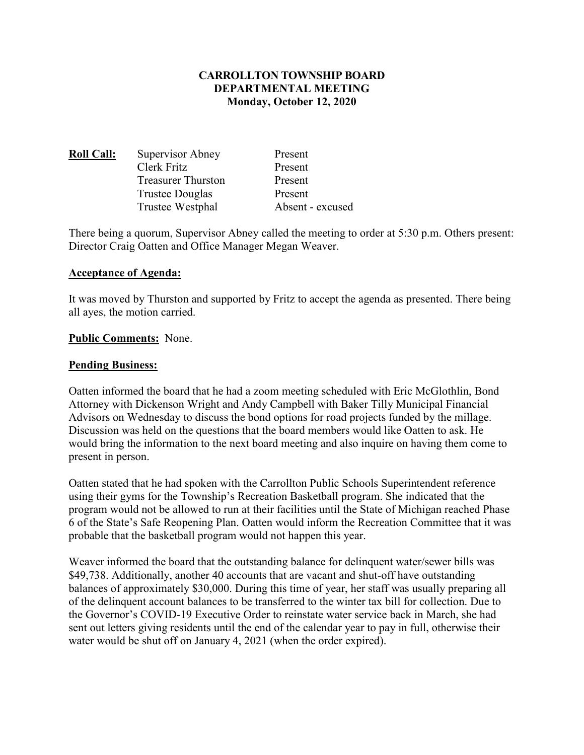# CARROLLTON TOWNSHIP BOARD
# DEPARTMENTAL MEETING
# Monday, October 12, 2020

| **Roll Call:** | | |
|---|---|---|
| | Supervisor Abney | Present |
| | Clerk Fritz | Present |
| | Treasurer Thurston | Present |
| | Trustee Douglas | Present |
| | Trustee Westphal | Absent - excused |

There being a quorum, Supervisor Abney called the meeting to order at 5:30 p.m. Others present: Director Craig Oatten and Office Manager Megan Weaver.

**Acceptance of Agenda:**

It was moved by Thurston and supported by Fritz to accept the agenda as presented. There being all ayes, the motion carried.

**Public Comments:** None.

**Pending Business:**

Oatten informed the board that he had a zoom meeting scheduled with Eric McGlothlin, Bond Attorney with Dickenson Wright and Andy Campbell with Baker Tilly Municipal Financial Advisors on Wednesday to discuss the bond options for road projects funded by the millage. Discussion was held on the questions that the board members would like Oatten to ask. He would bring the information to the next board meeting and also inquire on having them come to present in person.

Oatten stated that he had spoken with the Carrollton Public Schools Superintendent reference using their gyms for the Township's Recreation Basketball program. She indicated that the program would not be allowed to run at their facilities until the State of Michigan reached Phase 6 of the State's Safe Reopening Plan. Oatten would inform the Recreation Committee that it was probable that the basketball program would not happen this year.

Weaver informed the board that the outstanding balance for delinquent water/sewer bills was $49,738. Additionally, another 40 accounts that are vacant and shut-off have outstanding balances of approximately $30,000. During this time of year, her staff was usually preparing all of the delinquent account balances to be transferred to the winter tax bill for collection. Due to the Governor's COVID-19 Executive Order to reinstate water service back in March, she had sent out letters giving residents until the end of the calendar year to pay in full, otherwise their water would be shut off on January 4, 2021 (when the order expired).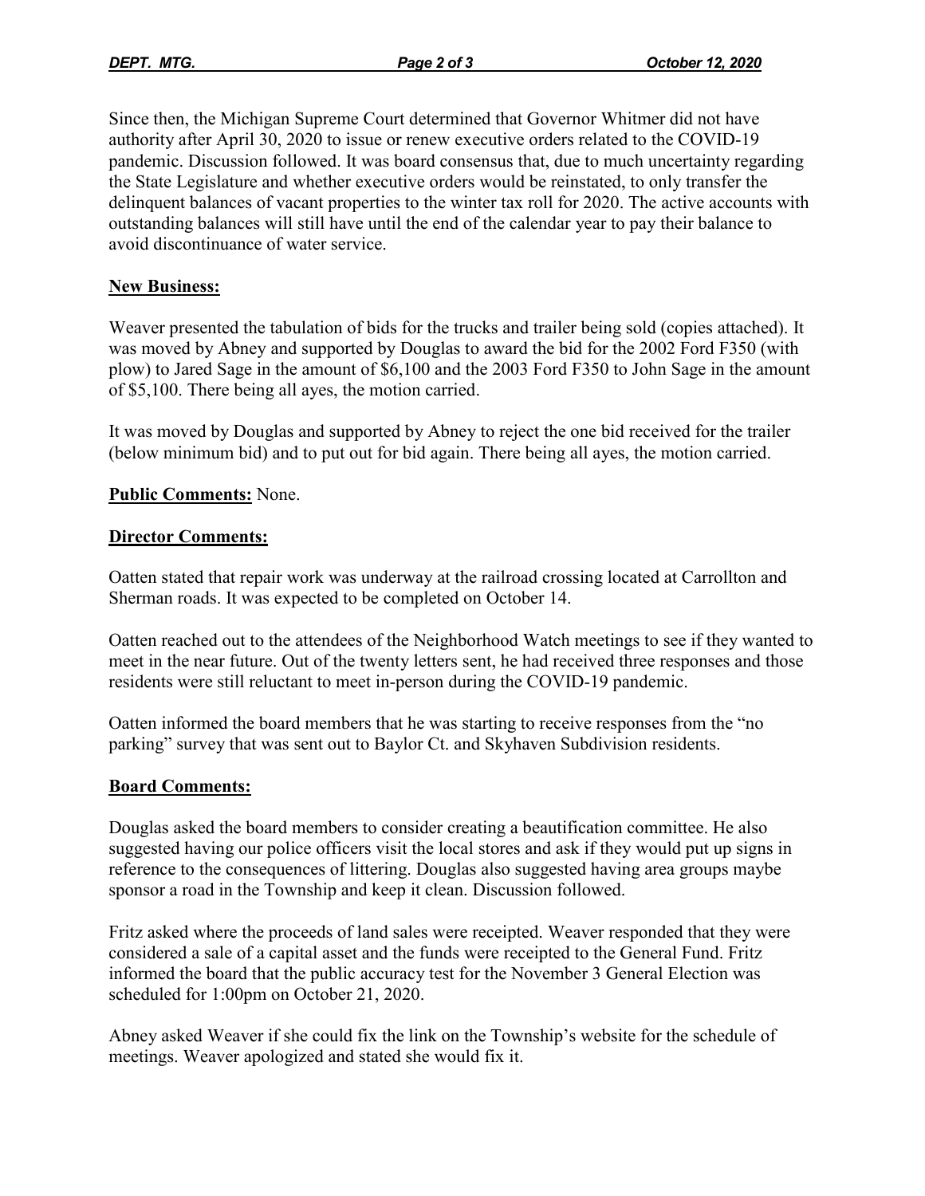Since then, the Michigan Supreme Court determined that Governor Whitmer did not have authority after April 30, 2020 to issue or renew executive orders related to the COVID-19 pandemic. Discussion followed. It was board consensus that, due to much uncertainty regarding the State Legislature and whether executive orders would be reinstated, to only transfer the delinquent balances of vacant properties to the winter tax roll for 2020. The active accounts with outstanding balances will still have until the end of the calendar year to pay their balance to avoid discontinuance of water service.

**New Business:**

Weaver presented the tabulation of bids for the trucks and trailer being sold (copies attached). It was moved by Abney and supported by Douglas to award the bid for the 2002 Ford F350 (with plow) to Jared Sage in the amount of $6,100 and the 2003 Ford F350 to John Sage in the amount of $5,100. There being all ayes, the motion carried.

It was moved by Douglas and supported by Abney to reject the one bid received for the trailer (below minimum bid) and to put out for bid again. There being all ayes, the motion carried.

**Public Comments:** None.

**Director Comments:**

Oatten stated that repair work was underway at the railroad crossing located at Carrollton and Sherman roads. It was expected to be completed on October 14.

Oatten reached out to the attendees of the Neighborhood Watch meetings to see if they wanted to meet in the near future. Out of the twenty letters sent, he had received three responses and those residents were still reluctant to meet in-person during the COVID-19 pandemic.

Oatten informed the board members that he was starting to receive responses from the "no parking" survey that was sent out to Baylor Ct. and Skyhaven Subdivision residents.

**Board Comments:**

Douglas asked the board members to consider creating a beautification committee. He also suggested having our police officers visit the local stores and ask if they would put up signs in reference to the consequences of littering. Douglas also suggested having area groups maybe sponsor a road in the Township and keep it clean. Discussion followed.

Fritz asked where the proceeds of land sales were receipted. Weaver responded that they were considered a sale of a capital asset and the funds were receipted to the General Fund. Fritz informed the board that the public accuracy test for the November 3 General Election was scheduled for 1:00pm on October 21, 2020.

Abney asked Weaver if she could fix the link on the Township's website for the schedule of meetings. Weaver apologized and stated she would fix it.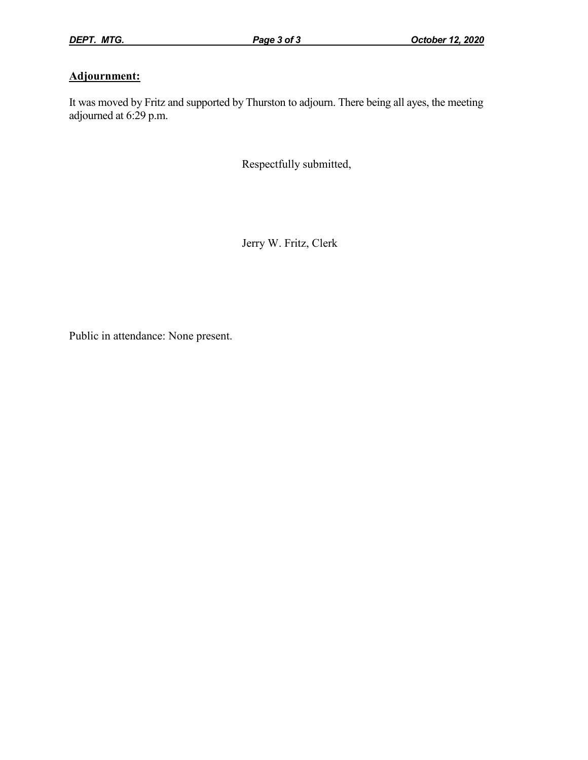**Adjournment:**

It was moved by Fritz and supported by Thurston to adjourn. There being all ayes, the meeting adjourned at 6:29 p.m.

Respectfully submitted,

Jerry W. Fritz, Clerk

Public in attendance: None present.